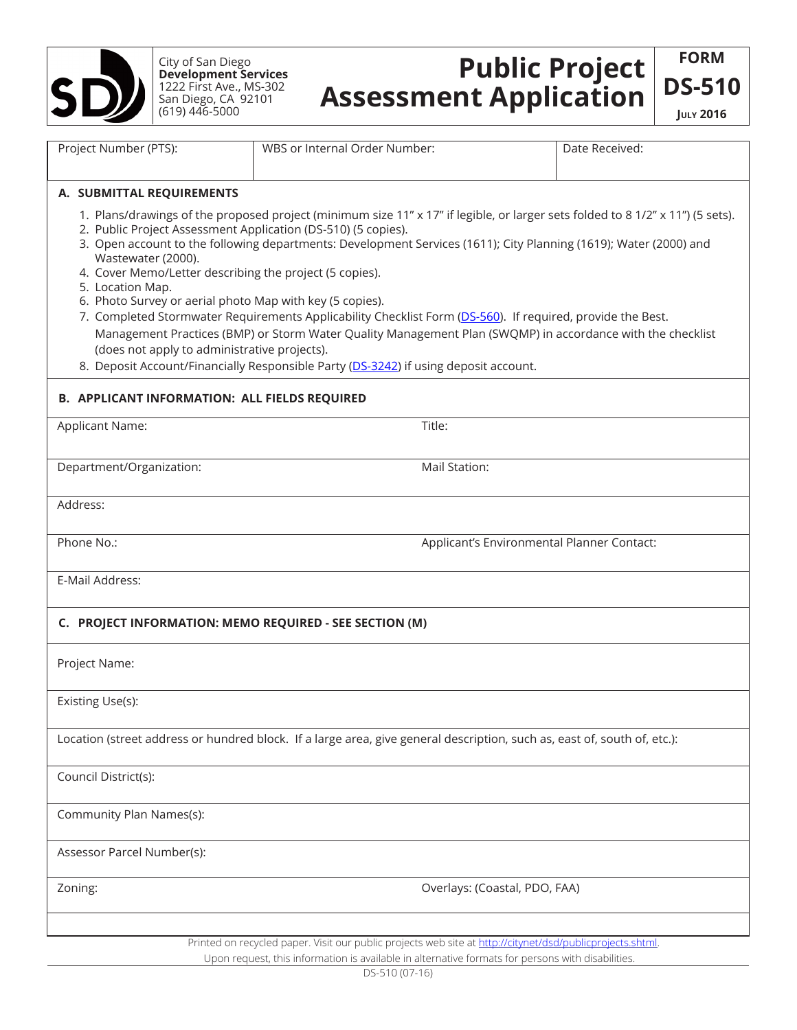City of San Diego
**Development Services**
1222 First Ave., MS-302
San Diego, CA 92101
(619) 446-5000

# Public Project Assessment Application

**FORM DS-510**
**JULY 2016**

| Project Number (PTS): | WBS or Internal Order Number: | Date Received: |
|---|---|---|
| | | |

## A. SUBMITTAL REQUIREMENTS

1. Plans/drawings of the proposed project (minimum size 11" x 17" if legible, or larger sets folded to 8 1/2" x 11") (5 sets).
2. Public Project Assessment Application (DS-510) (5 copies).
3. Open account to the following departments: Development Services (1611); City Planning (1619); Water (2000) and Wastewater (2000).
4. Cover Memo/Letter describing the project (5 copies).
5. Location Map.
6. Photo Survey or aerial photo Map with key (5 copies).
7. Completed Stormwater Requirements Applicability Checklist Form (DS-560). If required, provide the Best. Management Practices (BMP) or Storm Water Quality Management Plan (SWQMP) in accordance with the checklist (does not apply to administrative projects).
8. Deposit Account/Financially Responsible Party (DS-3242) if using deposit account.

## B. APPLICANT INFORMATION: ALL FIELDS REQUIRED

Applicant Name: Title:

Department/Organization: Mail Station:

Address:

Phone No.: Applicant's Environmental Planner Contact:

E-Mail Address:

## C. PROJECT INFORMATION: MEMO REQUIRED - SEE SECTION (M)

Project Name:

Existing Use(s):

Location (street address or hundred block. If a large area, give general description, such as, east of, south of, etc.):

Council District(s):

Community Plan Names(s):

Assessor Parcel Number(s):

Zoning: Overlays: (Coastal, PDO, FAA)

Printed on recycled paper. Visit our public projects web site at http://citynet/dsd/publicprojects.shtml.
Upon request, this information is available in alternative formats for persons with disabilities.

DS-510 (07-16)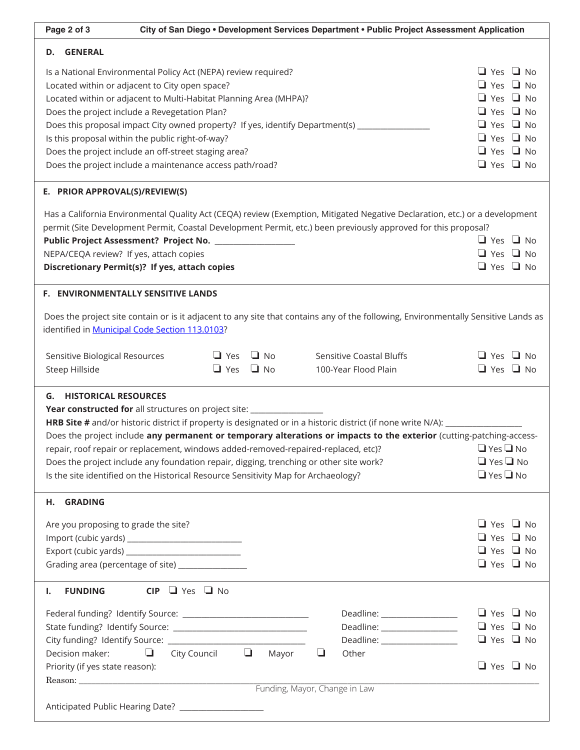## D. GENERAL

Is a National Environmental Policy Act (NEPA) review required? ❑ Yes ❑ No

Located within or adjacent to City open space? ❑ Yes ❑ No

Located within or adjacent to Multi-Habitat Planning Area (MHPA)? ❑ Yes ❑ No

Does the project include a Revegetation Plan? ❑ Yes ❑ No

Does this proposal impact City owned property? If yes, identify Department(s) ________________ ❑ Yes ❑ No

Is this proposal within the public right-of-way? ❑ Yes ❑ No

Does the project include an off-street staging area? ❑ Yes ❑ No

Does the project include a maintenance access path/road? ❑ Yes ❑ No

## E. PRIOR APPROVAL(S)/REVIEW(S)

Has a California Environmental Quality Act (CEQA) review (Exemption, Mitigated Negative Declaration, etc.) or a development permit (Site Development Permit, Coastal Development Permit, etc.) been previously approved for this proposal?

**Public Project Assessment? Project No.** __________________ ❑ Yes ❑ No

NEPA/CEQA review? If yes, attach copies ❑ Yes ❑ No

**Discretionary Permit(s)? If yes, attach copies** ❑ Yes ❑ No

## F. ENVIRONMENTALLY SENSITIVE LANDS

Does the project site contain or is it adjacent to any site that contains any of the following, Environmentally Sensitive Lands as identified in Municipal Code Section 113.0103?

| | | | |
|---|---|---|---|
| Sensitive Biological Resources | ❑ Yes ❑ No | Sensitive Coastal Bluffs | ❑ Yes ❑ No |
| Steep Hillside | ❑ Yes ❑ No | 100-Year Flood Plain | ❑ Yes ❑ No |

## G. HISTORICAL RESOURCES

**Year constructed for** all structures on project site: ________________

**HRB Site #** and/or historic district if property is designated or in a historic district (if none write N/A): ________________

Does the project include **any permanent or temporary alterations or impacts to the exterior** (cutting-patching-access-repair, roof repair or replacement, windows added-removed-repaired-replaced, etc)? ❑ Yes ❑ No

Does the project include any foundation repair, digging, trenching or other site work? ❑ Yes ❑ No

Is the site identified on the Historical Resource Sensitivity Map for Archaeology? ❑ Yes ❑ No

## H. GRADING

Are you proposing to grade the site? ❑ Yes ❑ No

Import (cubic yards) __________________________ ❑ Yes ❑ No

Export (cubic yards) __________________________ ❑ Yes ❑ No

Grading area (percentage of site) _______________ ❑ Yes ❑ No

## I. FUNDING  CIP ❑ Yes ❑ No

Federal funding? Identify Source: ____________________________ Deadline: ________________ ❑ Yes ❑ No

State funding? Identify Source: ____________________________ Deadline: ________________ ❑ Yes ❑ No

City funding? Identify Source: ____________________________ Deadline: ________________ ❑ Yes ❑ No

Decision maker: ❑ City Council ❑ Mayor ❑ Other

Priority (if yes state reason): ❑ Yes ❑ No

Reason: ______________________________________________________________

Funding, Mayor, Change in Law

Anticipated Public Hearing Date? __________________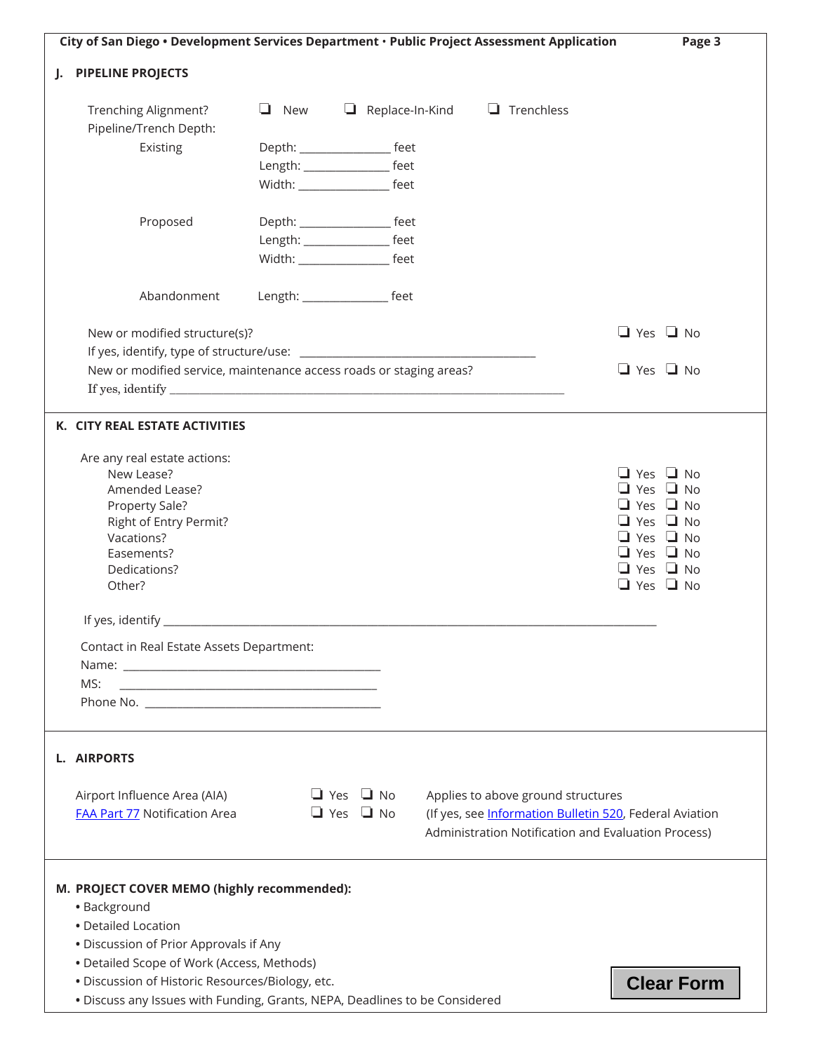## J. PIPELINE PROJECTS

Trenching Alignment? ❑ New ❑ Replace-In-Kind ❑ Trenchless

Pipeline/Trench Depth:

Existing
- Depth: _______________ feet
- Length: _______________ feet
- Width: _______________ feet

Proposed
- Depth: _______________ feet
- Length: _______________ feet
- Width: _______________ feet

Abandonment
- Length: _______________ feet

New or modified structure(s)? ❑ Yes ❑ No

If yes, identify, type of structure/use: ________________________________________

New or modified service, maintenance access roads or staging areas? ❑ Yes ❑ No

If yes, identify ________________________________________________________________

## K. CITY REAL ESTATE ACTIVITIES

Are any real estate actions:

| | |
|---|---|
| New Lease? | ❑ Yes ❑ No |
| Amended Lease? | ❑ Yes ❑ No |
| Property Sale? | ❑ Yes ❑ No |
| Right of Entry Permit? | ❑ Yes ❑ No |
| Vacations? | ❑ Yes ❑ No |
| Easements? | ❑ Yes ❑ No |
| Dedications? | ❑ Yes ❑ No |
| Other? | ❑ Yes ❑ No |

If yes, identify ________________________________________________________________

Contact in Real Estate Assets Department:

Name: ____________________________________________

MS: ____________________________________________

Phone No. ____________________________________________

## L. AIRPORTS

| | | |
|---|---|---|
| Airport Influence Area (AIA) | ❑ Yes ❑ No | Applies to above ground structures |
| FAA Part 77 Notification Area | ❑ Yes ❑ No | (If yes, see Information Bulletin 520, Federal Aviation Administration Notification and Evaluation Process) |

## M. PROJECT COVER MEMO (highly recommended):

- Background
- Detailed Location
- Discussion of Prior Approvals if Any
- Detailed Scope of Work (Access, Methods)
- Discussion of Historic Resources/Biology, etc.
- Discuss any Issues with Funding, Grants, NEPA, Deadlines to be Considered

Clear Form